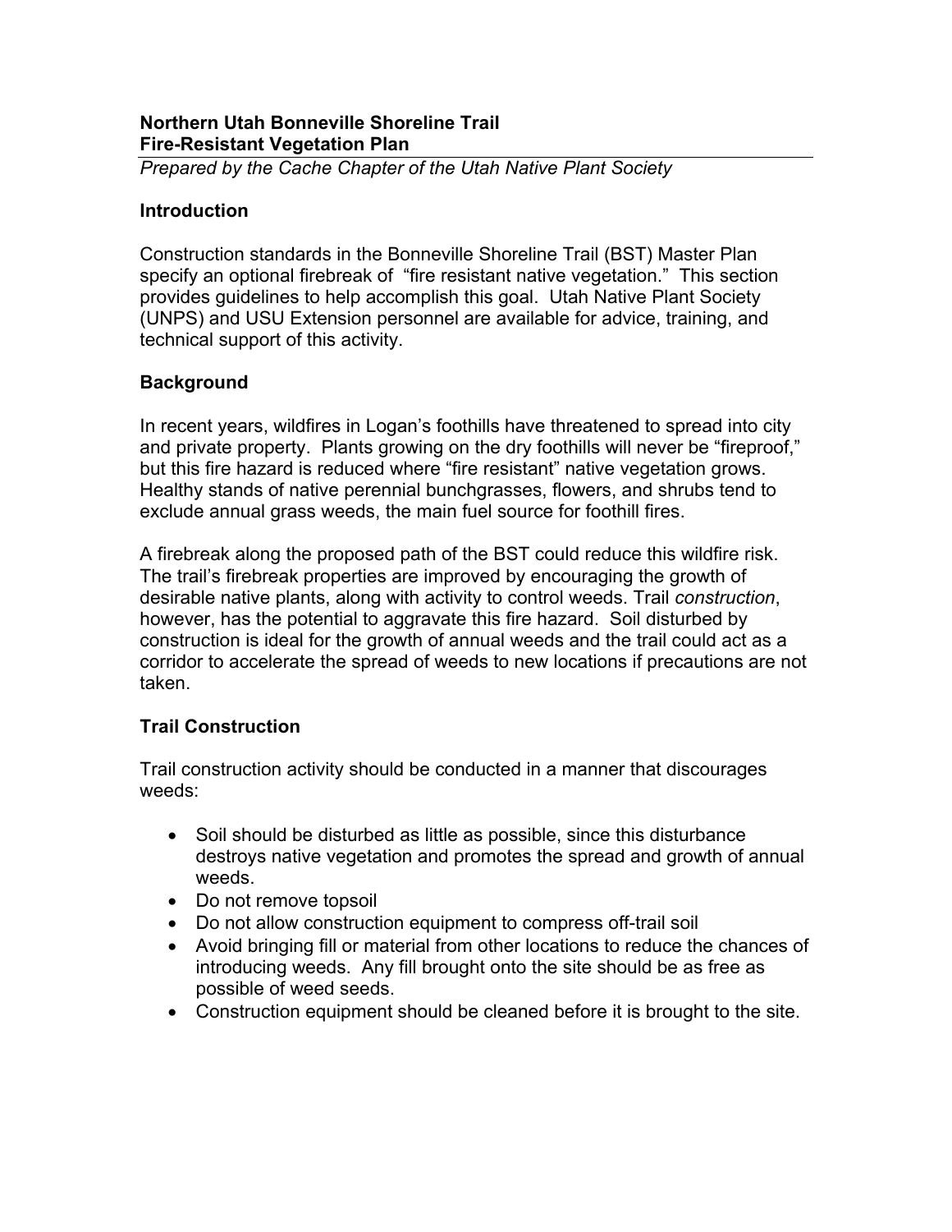# Northern Utah Bonneville Shoreline Trail
# Fire-Resistant Vegetation Plan

*Prepared by the Cache Chapter of the Utah Native Plant Society*

## Introduction

Construction standards in the Bonneville Shoreline Trail (BST) Master Plan specify an optional firebreak of "fire resistant native vegetation." This section provides guidelines to help accomplish this goal. Utah Native Plant Society (UNPS) and USU Extension personnel are available for advice, training, and technical support of this activity.

## Background

In recent years, wildfires in Logan's foothills have threatened to spread into city and private property. Plants growing on the dry foothills will never be "fireproof," but this fire hazard is reduced where "fire resistant" native vegetation grows. Healthy stands of native perennial bunchgrasses, flowers, and shrubs tend to exclude annual grass weeds, the main fuel source for foothill fires.

A firebreak along the proposed path of the BST could reduce this wildfire risk. The trail's firebreak properties are improved by encouraging the growth of desirable native plants, along with activity to control weeds. Trail *construction*, however, has the potential to aggravate this fire hazard. Soil disturbed by construction is ideal for the growth of annual weeds and the trail could act as a corridor to accelerate the spread of weeds to new locations if precautions are not taken.

## Trail Construction

Trail construction activity should be conducted in a manner that discourages weeds:

- Soil should be disturbed as little as possible, since this disturbance destroys native vegetation and promotes the spread and growth of annual weeds.
- Do not remove topsoil
- Do not allow construction equipment to compress off-trail soil
- Avoid bringing fill or material from other locations to reduce the chances of introducing weeds. Any fill brought onto the site should be as free as possible of weed seeds.
- Construction equipment should be cleaned before it is brought to the site.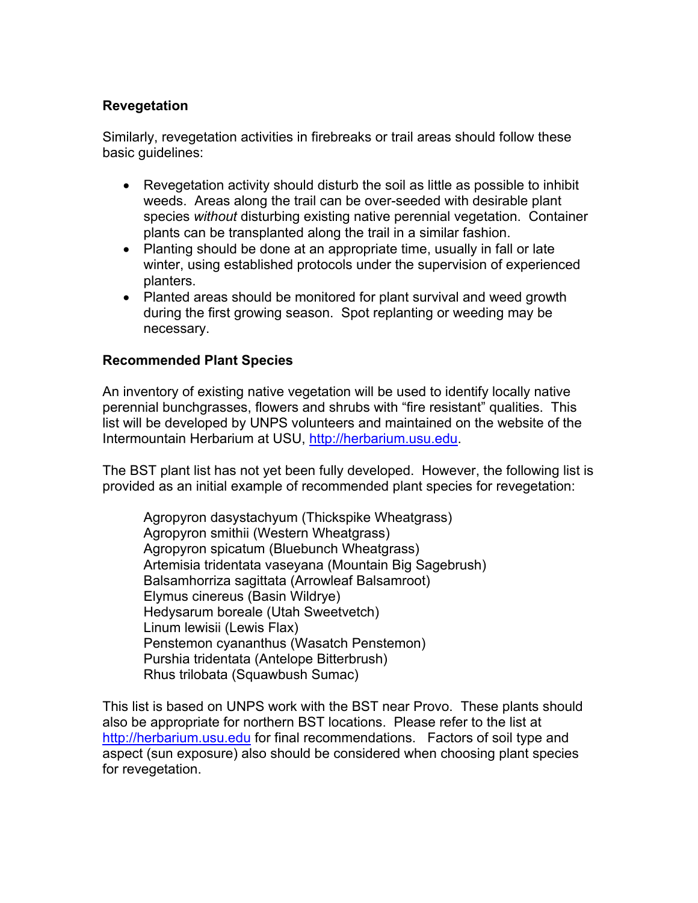**Revegetation**

Similarly, revegetation activities in firebreaks or trail areas should follow these basic guidelines:

- Revegetation activity should disturb the soil as little as possible to inhibit weeds. Areas along the trail can be over-seeded with desirable plant species *without* disturbing existing native perennial vegetation. Container plants can be transplanted along the trail in a similar fashion.
- Planting should be done at an appropriate time, usually in fall or late winter, using established protocols under the supervision of experienced planters.
- Planted areas should be monitored for plant survival and weed growth during the first growing season. Spot replanting or weeding may be necessary.

**Recommended Plant Species**

An inventory of existing native vegetation will be used to identify locally native perennial bunchgrasses, flowers and shrubs with "fire resistant" qualities. This list will be developed by UNPS volunteers and maintained on the website of the Intermountain Herbarium at USU, http://herbarium.usu.edu.

The BST plant list has not yet been fully developed. However, the following list is provided as an initial example of recommended plant species for revegetation:

Agropyron dasystachyum (Thickspike Wheatgrass)
Agropyron smithii (Western Wheatgrass)
Agropyron spicatum (Bluebunch Wheatgrass)
Artemisia tridentata vaseyana (Mountain Big Sagebrush)
Balsamhorriza sagittata (Arrowleaf Balsamroot)
Elymus cinereus (Basin Wildrye)
Hedysarum boreale (Utah Sweetvetch)
Linum lewisii (Lewis Flax)
Penstemon cyananthus (Wasatch Penstemon)
Purshia tridentata (Antelope Bitterbrush)
Rhus trilobata (Squawbush Sumac)

This list is based on UNPS work with the BST near Provo. These plants should also be appropriate for northern BST locations. Please refer to the list at http://herbarium.usu.edu for final recommendations. Factors of soil type and aspect (sun exposure) also should be considered when choosing plant species for revegetation.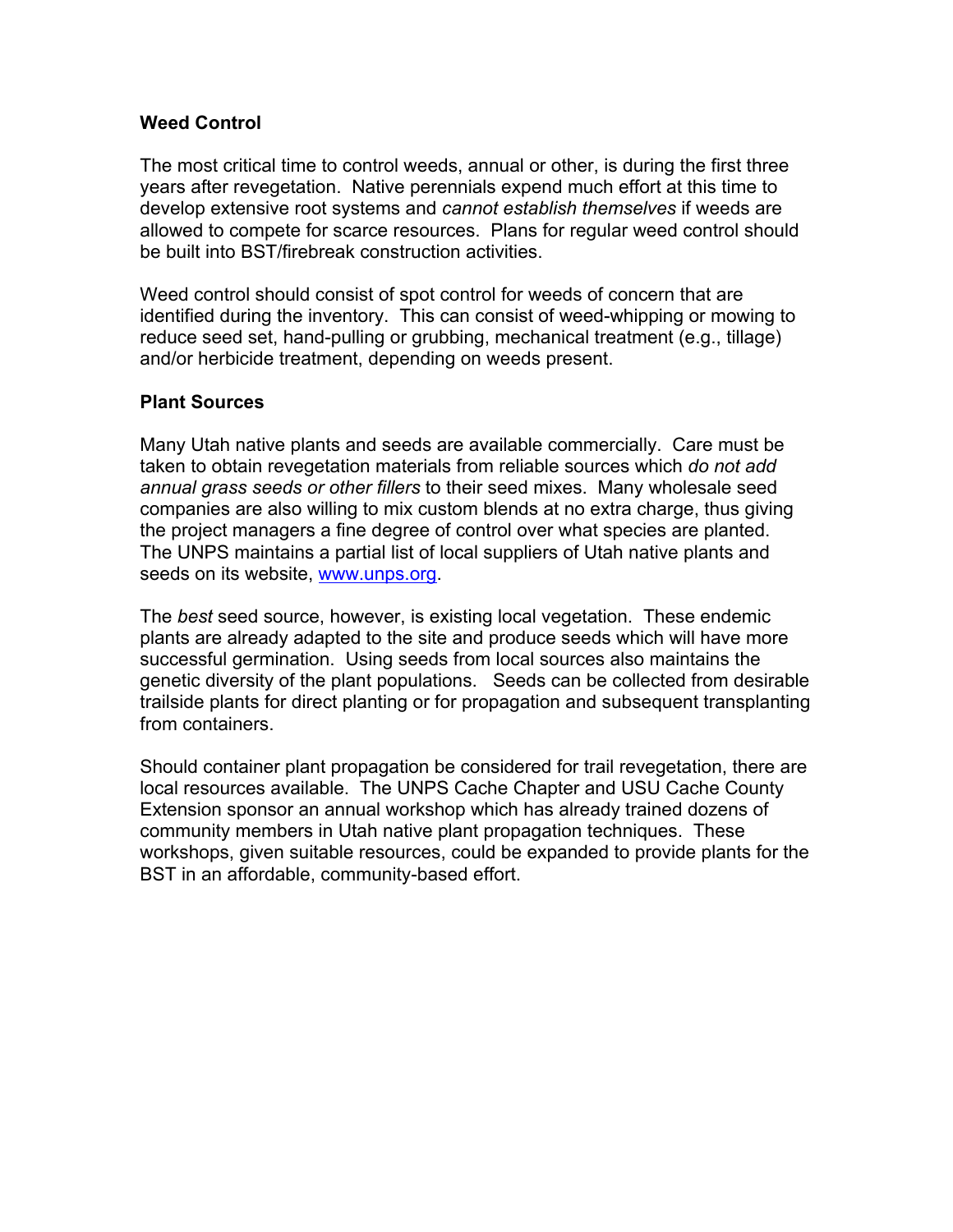## Weed Control

The most critical time to control weeds, annual or other, is during the first three years after revegetation. Native perennials expend much effort at this time to develop extensive root systems and *cannot establish themselves* if weeds are allowed to compete for scarce resources. Plans for regular weed control should be built into BST/firebreak construction activities.

Weed control should consist of spot control for weeds of concern that are identified during the inventory. This can consist of weed-whipping or mowing to reduce seed set, hand-pulling or grubbing, mechanical treatment (e.g., tillage) and/or herbicide treatment, depending on weeds present.

## Plant Sources

Many Utah native plants and seeds are available commercially. Care must be taken to obtain revegetation materials from reliable sources which *do not add annual grass seeds or other fillers* to their seed mixes. Many wholesale seed companies are also willing to mix custom blends at no extra charge, thus giving the project managers a fine degree of control over what species are planted. The UNPS maintains a partial list of local suppliers of Utah native plants and seeds on its website, [www.unps.org](http://www.unps.org).

The *best* seed source, however, is existing local vegetation. These endemic plants are already adapted to the site and produce seeds which will have more successful germination. Using seeds from local sources also maintains the genetic diversity of the plant populations. Seeds can be collected from desirable trailside plants for direct planting or for propagation and subsequent transplanting from containers.

Should container plant propagation be considered for trail revegetation, there are local resources available. The UNPS Cache Chapter and USU Cache County Extension sponsor an annual workshop which has already trained dozens of community members in Utah native plant propagation techniques. These workshops, given suitable resources, could be expanded to provide plants for the BST in an affordable, community-based effort.